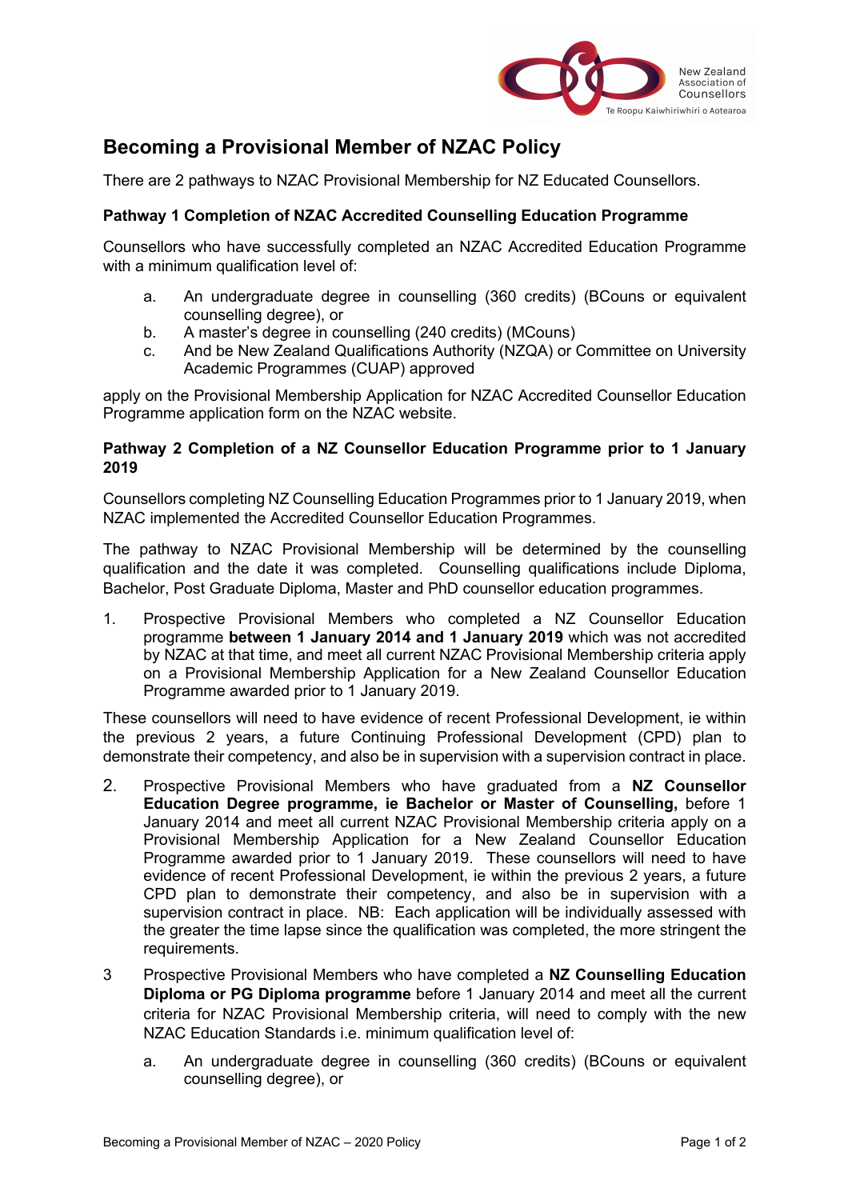# Becoming a Provisional Member of NZAC Policy

There are 2 pathways to NZAC Provisional Membership for NZ Educated Counsellors.

### Pathway 1 Completion of NZAC Accredited Counselling Education Programme

Counsellors who have successfully completed an NZAC Accredited Education Programme with a minimum qualification level of:

a. An undergraduate degree in counselling (360 credits) (BCouns or equivalent counselling degree), or
b. A master's degree in counselling (240 credits) (MCouns)
c. And be New Zealand Qualifications Authority (NZQA) or Committee on University Academic Programmes (CUAP) approved

apply on the Provisional Membership Application for NZAC Accredited Counsellor Education Programme application form on the NZAC website.

### Pathway 2 Completion of a NZ Counsellor Education Programme prior to 1 January 2019

Counsellors completing NZ Counselling Education Programmes prior to 1 January 2019, when NZAC implemented the Accredited Counsellor Education Programmes.

The pathway to NZAC Provisional Membership will be determined by the counselling qualification and the date it was completed. Counselling qualifications include Diploma, Bachelor, Post Graduate Diploma, Master and PhD counsellor education programmes.

1. Prospective Provisional Members who completed a NZ Counsellor Education programme **between 1 January 2014 and 1 January 2019** which was not accredited by NZAC at that time, and meet all current NZAC Provisional Membership criteria apply on a Provisional Membership Application for a New Zealand Counsellor Education Programme awarded prior to 1 January 2019.

These counsellors will need to have evidence of recent Professional Development, ie within the previous 2 years, a future Continuing Professional Development (CPD) plan to demonstrate their competency, and also be in supervision with a supervision contract in place.

2. Prospective Provisional Members who have graduated from a **NZ Counsellor Education Degree programme, ie Bachelor or Master of Counselling,** before 1 January 2014 and meet all current NZAC Provisional Membership criteria apply on a Provisional Membership Application for a New Zealand Counsellor Education Programme awarded prior to 1 January 2019. These counsellors will need to have evidence of recent Professional Development, ie within the previous 2 years, a future CPD plan to demonstrate their competency, and also be in supervision with a supervision contract in place. NB: Each application will be individually assessed with the greater the time lapse since the qualification was completed, the more stringent the requirements.

3. Prospective Provisional Members who have completed a **NZ Counselling Education Diploma or PG Diploma programme** before 1 January 2014 and meet all the current criteria for NZAC Provisional Membership criteria, will need to comply with the new NZAC Education Standards i.e. minimum qualification level of:

   a. An undergraduate degree in counselling (360 credits) (BCouns or equivalent counselling degree), or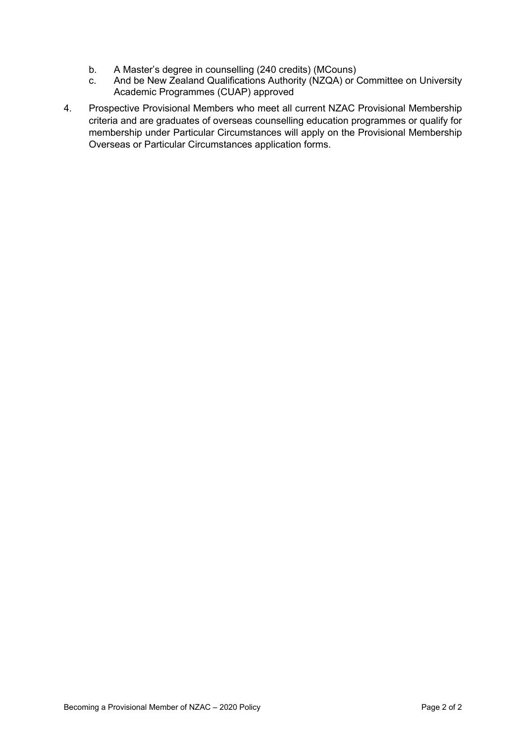b. A Master's degree in counselling (240 credits) (MCouns)
c. And be New Zealand Qualifications Authority (NZQA) or Committee on University Academic Programmes (CUAP) approved

4. Prospective Provisional Members who meet all current NZAC Provisional Membership criteria and are graduates of overseas counselling education programmes or qualify for membership under Particular Circumstances will apply on the Provisional Membership Overseas or Particular Circumstances application forms.